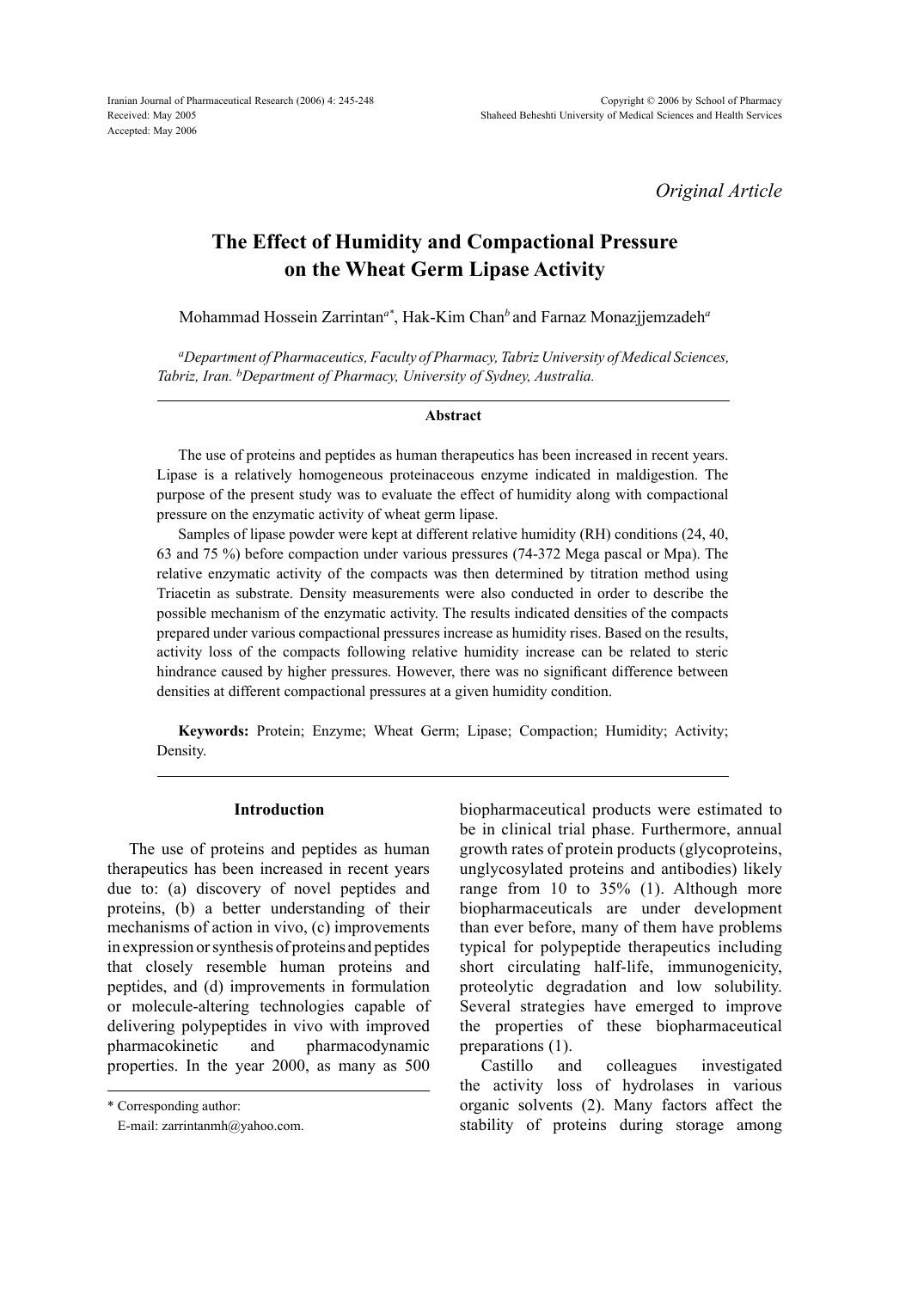*Original Article*

# The Effect of Humidity and Compactional Pressure on the Wheat Germ Lipase Activity

Mohammad Hossein Zarrintan[a*], Hak-Kim Chan[b] and Farnaz Monazjjemzadeh[a]

[a]*Department of Pharmaceutics, Faculty of Pharmacy, Tabriz University of Medical Sciences, Tabriz, Iran.* [b]*Department of Pharmacy, University of Sydney, Australia.*

## Abstract

The use of proteins and peptides as human therapeutics has been increased in recent years. Lipase is a relatively homogeneous proteinaceous enzyme indicated in maldigestion. The purpose of the present study was to evaluate the effect of humidity along with compactional pressure on the enzymatic activity of wheat germ lipase.

Samples of lipase powder were kept at different relative humidity (RH) conditions (24, 40, 63 and 75 %) before compaction under various pressures (74-372 Mega pascal or Mpa). The relative enzymatic activity of the compacts was then determined by titration method using Triacetin as substrate. Density measurements were also conducted in order to describe the possible mechanism of the enzymatic activity. The results indicated densities of the compacts prepared under various compactional pressures increase as humidity rises. Based on the results, activity loss of the compacts following relative humidity increase can be related to steric hindrance caused by higher pressures. However, there was no significant difference between densities at different compactional pressures at a given humidity condition.

**Keywords:** Protein; Enzyme; Wheat Germ; Lipase; Compaction; Humidity; Activity; Density.

## Introduction

The use of proteins and peptides as human therapeutics has been increased in recent years due to: (a) discovery of novel peptides and proteins, (b) a better understanding of their mechanisms of action in vivo, (c) improvements in expression or synthesis of proteins and peptides that closely resemble human proteins and peptides, and (d) improvements in formulation or molecule-altering technologies capable of delivering polypeptides in vivo with improved pharmacokinetic and pharmacodynamic properties. In the year 2000, as many as 500 biopharmaceutical products were estimated to be in clinical trial phase. Furthermore, annual growth rates of protein products (glycoproteins, unglycosylated proteins and antibodies) likely range from 10 to 35% (1). Although more biopharmaceuticals are under development than ever before, many of them have problems typical for polypeptide therapeutics including short circulating half-life, immunogenicity, proteolytic degradation and low solubility. Several strategies have emerged to improve the properties of these biopharmaceutical preparations (1).

Castillo and colleagues investigated the activity loss of hydrolases in various organic solvents (2). Many factors affect the stability of proteins during storage among

\* Corresponding author:

E-mail: zarrintanmh@yahoo.com.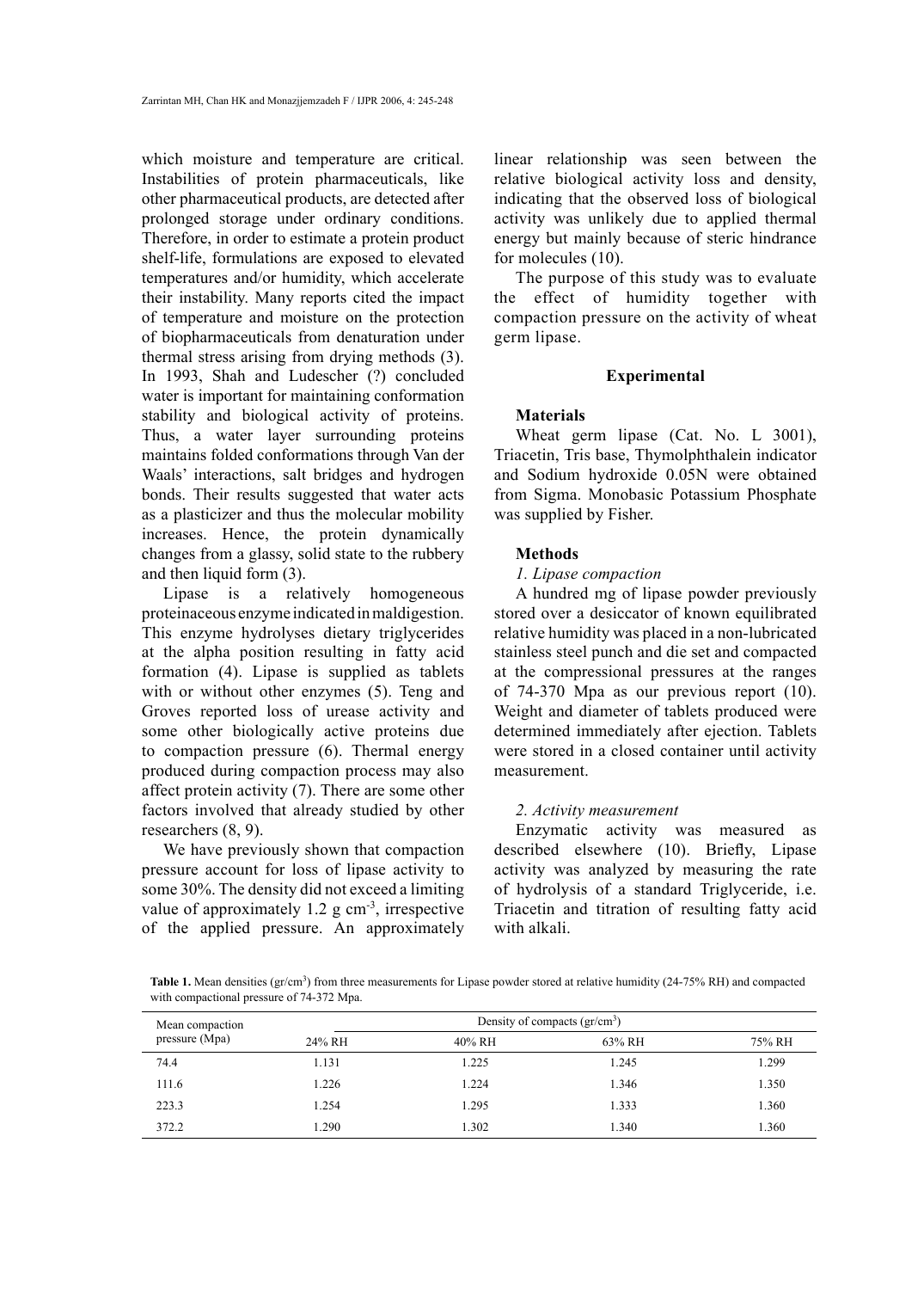which moisture and temperature are critical. Instabilities of protein pharmaceuticals, like other pharmaceutical products, are detected after prolonged storage under ordinary conditions. Therefore, in order to estimate a protein product shelf-life, formulations are exposed to elevated temperatures and/or humidity, which accelerate their instability. Many reports cited the impact of temperature and moisture on the protection of biopharmaceuticals from denaturation under thermal stress arising from drying methods (3). In 1993, Shah and Ludescher (?) concluded water is important for maintaining conformation stability and biological activity of proteins. Thus, a water layer surrounding proteins maintains folded conformations through Van der Waals' interactions, salt bridges and hydrogen bonds. Their results suggested that water acts as a plasticizer and thus the molecular mobility increases. Hence, the protein dynamically changes from a glassy, solid state to the rubbery and then liquid form (3).

Lipase is a relatively homogeneous proteinaceous enzyme indicated in maldigestion. This enzyme hydrolyses dietary triglycerides at the alpha position resulting in fatty acid formation (4). Lipase is supplied as tablets with or without other enzymes (5). Teng and Groves reported loss of urease activity and some other biologically active proteins due to compaction pressure (6). Thermal energy produced during compaction process may also affect protein activity (7). There are some other factors involved that already studied by other researchers (8, 9).

We have previously shown that compaction pressure account for loss of lipase activity to some 30%. The density did not exceed a limiting value of approximately 1.2 g cm$^{-3}$, irrespective of the applied pressure. An approximately linear relationship was seen between the relative biological activity loss and density, indicating that the observed loss of biological activity was unlikely due to applied thermal energy but mainly because of steric hindrance for molecules (10).

The purpose of this study was to evaluate the effect of humidity together with compaction pressure on the activity of wheat germ lipase.

## Experimental

### Materials

Wheat germ lipase (Cat. No. L 3001), Triacetin, Tris base, Thymolphthalein indicator and Sodium hydroxide 0.05N were obtained from Sigma. Monobasic Potassium Phosphate was supplied by Fisher.

### Methods

*1. Lipase compaction*

A hundred mg of lipase powder previously stored over a desiccator of known equilibrated relative humidity was placed in a non-lubricated stainless steel punch and die set and compacted at the compressional pressures at the ranges of 74-370 Mpa as our previous report (10). Weight and diameter of tablets produced were determined immediately after ejection. Tablets were stored in a closed container until activity measurement.

*2. Activity measurement*

Enzymatic activity was measured as described elsewhere (10). Briefly, Lipase activity was analyzed by measuring the rate of hydrolysis of a standard Triglyceride, i.e. Triacetin and titration of resulting fatty acid with alkali.

**Table 1.** Mean densities (gr/cm$^3$) from three measurements for Lipase powder stored at relative humidity (24-75% RH) and compacted with compactional pressure of 74-372 Mpa.

| Mean compaction pressure (Mpa) | Density of compacts (gr/cm$^3$) | | | |
|---|---|---|---|---|
| | 24% RH | 40% RH | 63% RH | 75% RH |
| 74.4 | 1.131 | 1.225 | 1.245 | 1.299 |
| 111.6 | 1.226 | 1.224 | 1.346 | 1.350 |
| 223.3 | 1.254 | 1.295 | 1.333 | 1.360 |
| 372.2 | 1.290 | 1.302 | 1.340 | 1.360 |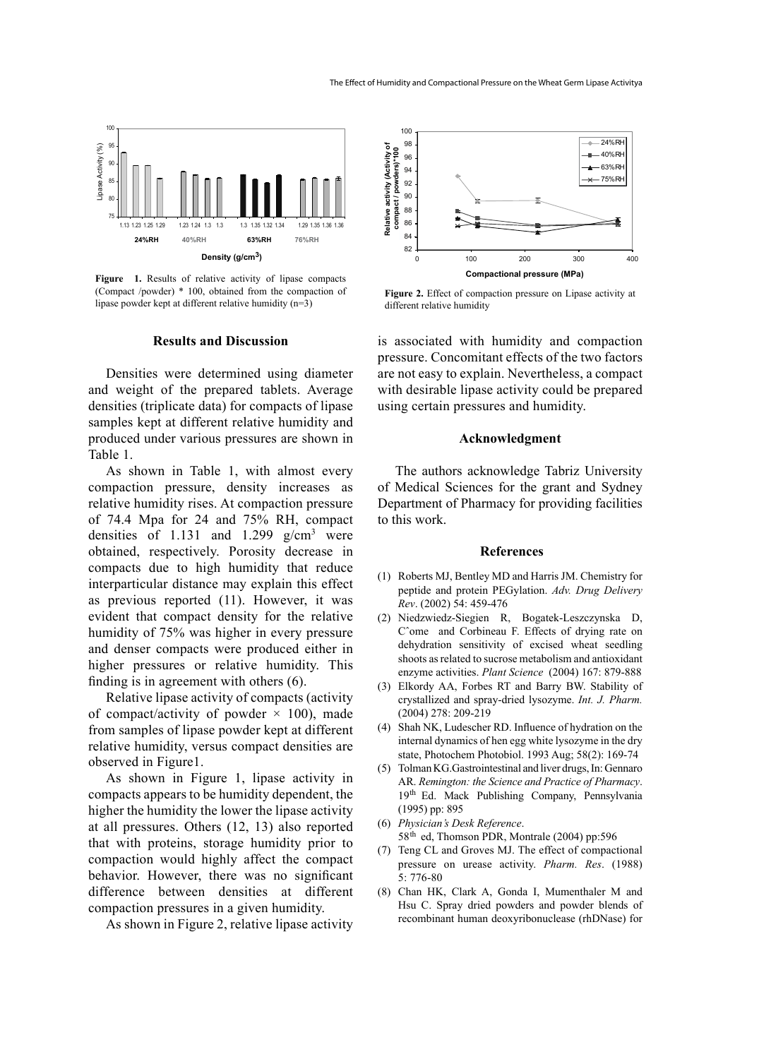**Figure 1.** Results of relative activity of lipase compacts (Compact /powder) * 100, obtained from the compaction of lipase powder kept at different relative humidity (n=3)

**Figure 2.** Effect of compaction pressure on Lipase activity at different relative humidity

## Results and Discussion

Densities were determined using diameter and weight of the prepared tablets. Average densities (triplicate data) for compacts of lipase samples kept at different relative humidity and produced under various pressures are shown in Table 1.

As shown in Table 1, with almost every compaction pressure, density increases as relative humidity rises. At compaction pressure of 74.4 Mpa for 24 and 75% RH, compact densities of 1.131 and 1.299 g/cm$^3$ were obtained, respectively. Porosity decrease in compacts due to high humidity that reduce interparticular distance may explain this effect as previous reported (11). However, it was evident that compact density for the relative humidity of 75% was higher in every pressure and denser compacts were produced either in higher pressures or relative humidity. This finding is in agreement with others (6).

Relative lipase activity of compacts (activity of compact/activity of powder × 100), made from samples of lipase powder kept at different relative humidity, versus compact densities are observed in Figure1.

As shown in Figure 1, lipase activity in compacts appears to be humidity dependent, the higher the humidity the lower the lipase activity at all pressures. Others (12, 13) also reported that with proteins, storage humidity prior to compaction would highly affect the compact behavior. However, there was no significant difference between densities at different compaction pressures in a given humidity.

As shown in Figure 2, relative lipase activity is associated with humidity and compaction pressure. Concomitant effects of the two factors are not easy to explain. Nevertheless, a compact with desirable lipase activity could be prepared using certain pressures and humidity.

## Acknowledgment

The authors acknowledge Tabriz University of Medical Sciences for the grant and Sydney Department of Pharmacy for providing facilities to this work.

## References

(1) Roberts MJ, Bentley MD and Harris JM. Chemistry for peptide and protein PEGylation. *Adv. Drug Delivery Rev*. (2002) 54: 459-476

(2) Niedzwiedz-Siegien R, Bogatek-Leszczynska D, Cˆome and Corbineau F. Effects of drying rate on dehydration sensitivity of excised wheat seedling shoots as related to sucrose metabolism and antioxidant enzyme activities. *Plant Science* (2004) 167: 879-888

(3) Elkordy AA, Forbes RT and Barry BW. Stability of crystallized and spray-dried lysozyme. *Int. J. Pharm.* (2004) 278: 209-219

(4) Shah NK, Ludescher RD. Influence of hydration on the internal dynamics of hen egg white lysozyme in the dry state, Photochem Photobiol. 1993 Aug; 58(2): 169-74

(5) Tolman KG.Gastrointestinal and liver drugs, In: Gennaro AR. *Remington: the Science and Practice of Pharmacy*. 19th Ed. Mack Publishing Company, Pennsylvania (1995) pp: 895

(6) *Physician's Desk Reference*. 58th ed, Thomson PDR, Montrale (2004) pp:596

(7) Teng CL and Groves MJ. The effect of compactional pressure on urease activity. *Pharm. Res*. (1988) 5: 776-80

(8) Chan HK, Clark A, Gonda I, Mumenthaler M and Hsu C. Spray dried powders and powder blends of recombinant human deoxyribonuclease (rhDNase) for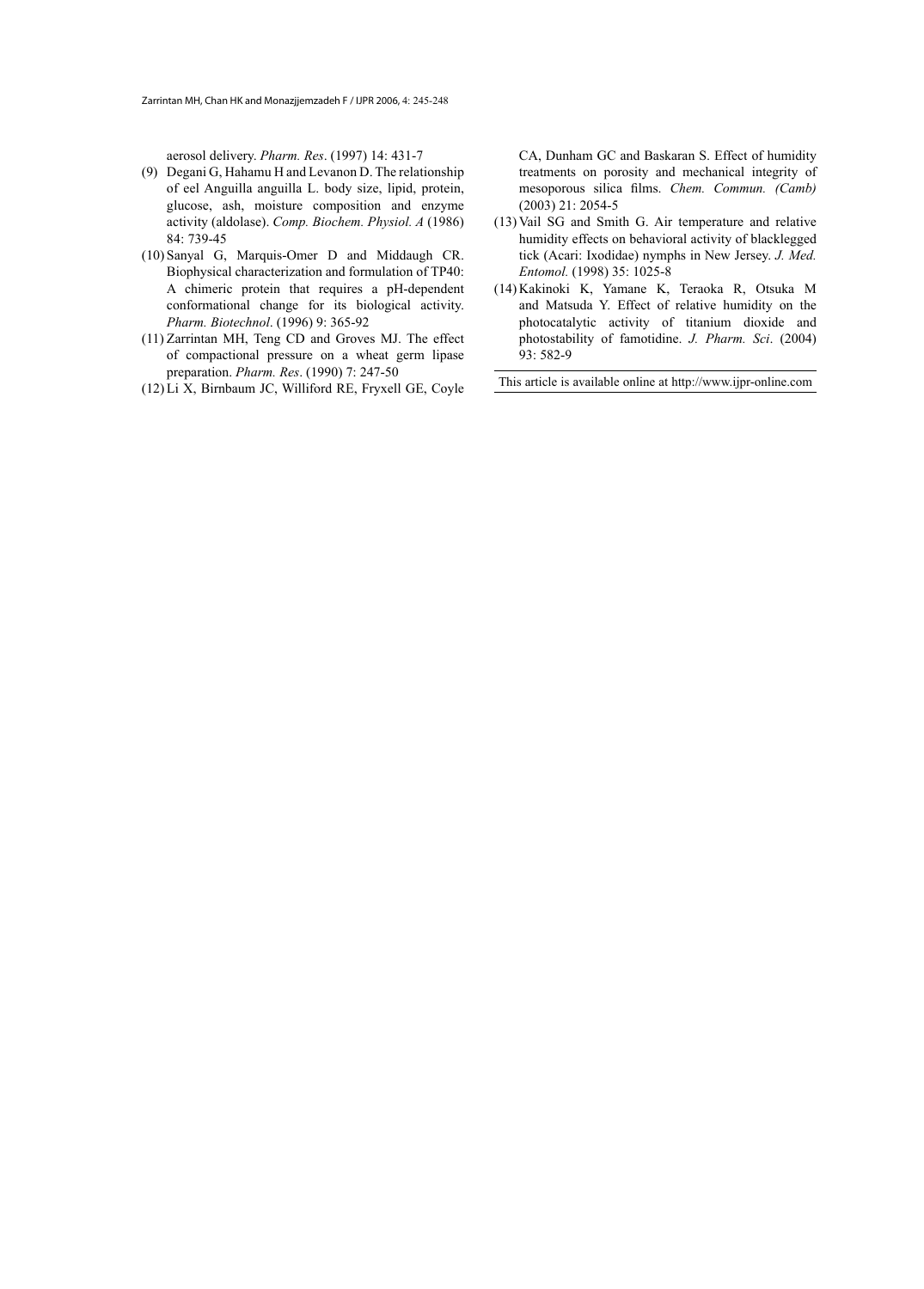aerosol delivery. *Pharm. Res*. (1997) 14: 431-7

(9) Degani G, Hahamu H and Levanon D. The relationship of eel Anguilla anguilla L. body size, lipid, protein, glucose, ash, moisture composition and enzyme activity (aldolase). *Comp. Biochem. Physiol. A* (1986) 84: 739-45

(10) Sanyal G, Marquis-Omer D and Middaugh CR. Biophysical characterization and formulation of TP40: A chimeric protein that requires a pH-dependent conformational change for its biological activity. *Pharm. Biotechnol*. (1996) 9: 365-92

(11) Zarrintan MH, Teng CD and Groves MJ. The effect of compactional pressure on a wheat germ lipase preparation. *Pharm. Res*. (1990) 7: 247-50

(12) Li X, Birnbaum JC, Williford RE, Fryxell GE, Coyle CA, Dunham GC and Baskaran S. Effect of humidity treatments on porosity and mechanical integrity of mesoporous silica films. *Chem. Commun. (Camb)* (2003) 21: 2054-5

(13) Vail SG and Smith G. Air temperature and relative humidity effects on behavioral activity of blacklegged tick (Acari: Ixodidae) nymphs in New Jersey. *J. Med. Entomol.* (1998) 35: 1025-8

(14) Kakinoki K, Yamane K, Teraoka R, Otsuka M and Matsuda Y. Effect of relative humidity on the photocatalytic activity of titanium dioxide and photostability of famotidine. *J. Pharm. Sci*. (2004) 93: 582-9

This article is available online at http://www.ijpr-online.com